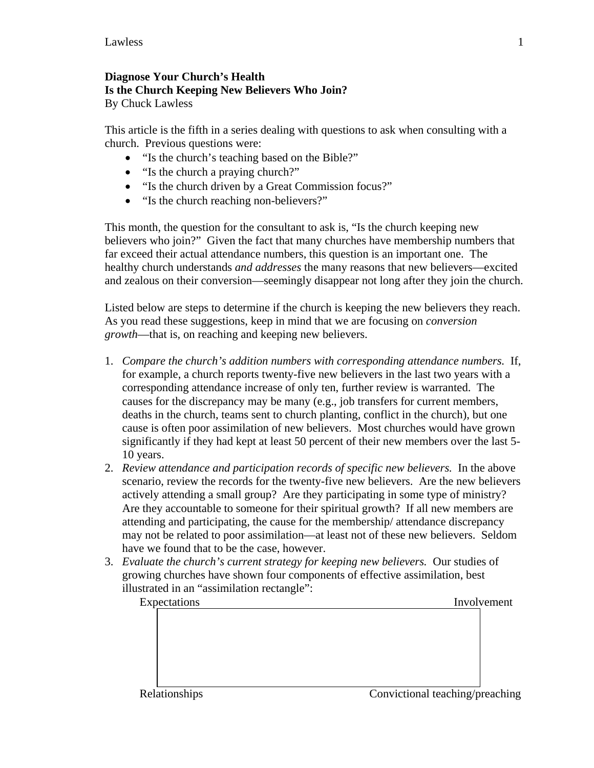**Diagnose Your Church's Health**
**Is the Church Keeping New Believers Who Join?**
By Chuck Lawless

This article is the fifth in a series dealing with questions to ask when consulting with a church. Previous questions were:

- "Is the church's teaching based on the Bible?"
- "Is the church a praying church?"
- "Is the church driven by a Great Commission focus?"
- "Is the church reaching non-believers?"

This month, the question for the consultant to ask is, "Is the church keeping new believers who join?" Given the fact that many churches have membership numbers that far exceed their actual attendance numbers, this question is an important one. The healthy church understands *and addresses* the many reasons that new believers—excited and zealous on their conversion—seemingly disappear not long after they join the church.

Listed below are steps to determine if the church is keeping the new believers they reach. As you read these suggestions, keep in mind that we are focusing on *conversion growth*—that is, on reaching and keeping new believers.

1. *Compare the church's addition numbers with corresponding attendance numbers.* If, for example, a church reports twenty-five new believers in the last two years with a corresponding attendance increase of only ten, further review is warranted. The causes for the discrepancy may be many (e.g., job transfers for current members, deaths in the church, teams sent to church planting, conflict in the church), but one cause is often poor assimilation of new believers. Most churches would have grown significantly if they had kept at least 50 percent of their new members over the last 5-10 years.
2. *Review attendance and participation records of specific new believers.* In the above scenario, review the records for the twenty-five new believers. Are the new believers actively attending a small group? Are they participating in some type of ministry? Are they accountable to someone for their spiritual growth? If all new members are attending and participating, the cause for the membership/ attendance discrepancy may not be related to poor assimilation—at least not of these new believers. Seldom have we found that to be the case, however.
3. *Evaluate the church's current strategy for keeping new believers.* Our studies of growing churches have shown four components of effective assimilation, best illustrated in an "assimilation rectangle":

Expectations
Involvement
Relationships
Convictional teaching/preaching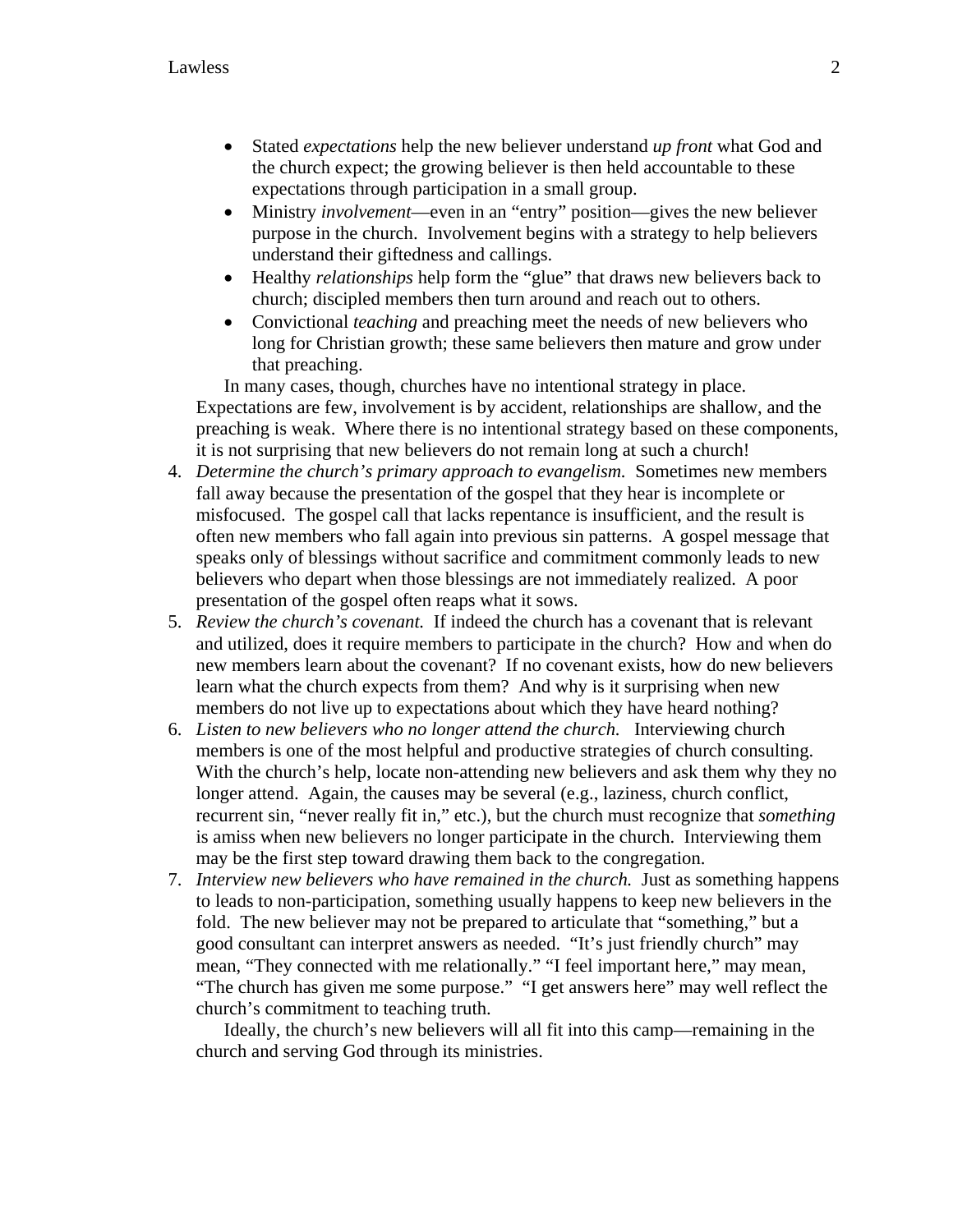- Stated *expectations* help the new believer understand *up front* what God and the church expect; the growing believer is then held accountable to these expectations through participation in a small group.
- Ministry *involvement*—even in an "entry" position—gives the new believer purpose in the church. Involvement begins with a strategy to help believers understand their giftedness and callings.
- Healthy *relationships* help form the "glue" that draws new believers back to church; discipled members then turn around and reach out to others.
- Convictional *teaching* and preaching meet the needs of new believers who long for Christian growth; these same believers then mature and grow under that preaching.

In many cases, though, churches have no intentional strategy in place. Expectations are few, involvement is by accident, relationships are shallow, and the preaching is weak. Where there is no intentional strategy based on these components, it is not surprising that new believers do not remain long at such a church!

4. *Determine the church's primary approach to evangelism.* Sometimes new members fall away because the presentation of the gospel that they hear is incomplete or misfocused. The gospel call that lacks repentance is insufficient, and the result is often new members who fall again into previous sin patterns. A gospel message that speaks only of blessings without sacrifice and commitment commonly leads to new believers who depart when those blessings are not immediately realized. A poor presentation of the gospel often reaps what it sows.
5. *Review the church's covenant.* If indeed the church has a covenant that is relevant and utilized, does it require members to participate in the church? How and when do new members learn about the covenant? If no covenant exists, how do new believers learn what the church expects from them? And why is it surprising when new members do not live up to expectations about which they have heard nothing?
6. *Listen to new believers who no longer attend the church.* Interviewing church members is one of the most helpful and productive strategies of church consulting. With the church's help, locate non-attending new believers and ask them why they no longer attend. Again, the causes may be several (e.g., laziness, church conflict, recurrent sin, "never really fit in," etc.), but the church must recognize that *something* is amiss when new believers no longer participate in the church. Interviewing them may be the first step toward drawing them back to the congregation.
7. *Interview new believers who have remained in the church.* Just as something happens to leads to non-participation, something usually happens to keep new believers in the fold. The new believer may not be prepared to articulate that "something," but a good consultant can interpret answers as needed. "It's just friendly church" may mean, "They connected with me relationally." "I feel important here," may mean, "The church has given me some purpose." "I get answers here" may well reflect the church's commitment to teaching truth.

   Ideally, the church's new believers will all fit into this camp—remaining in the church and serving God through its ministries.